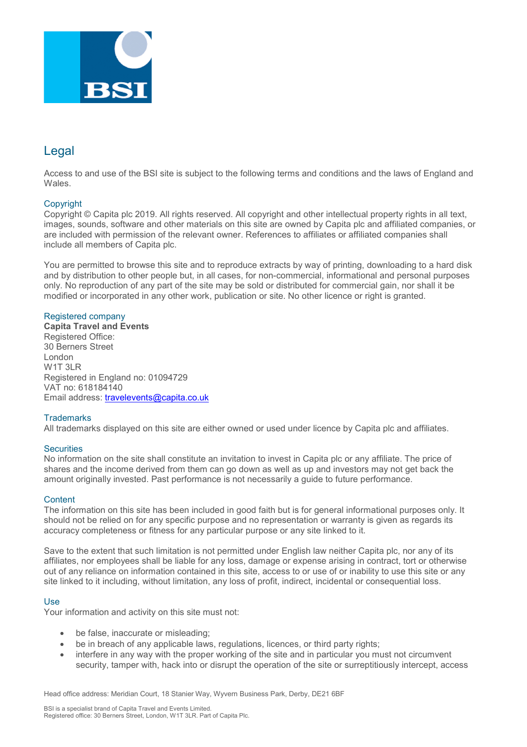# Legal

Access to and use of the BSI site is subject to the following terms and conditions and the laws of England and Wales.

## Copyright

Copyright © Capita plc 2019. All rights reserved. All copyright and other intellectual property rights in all text, images, sounds, software and other materials on this site are owned by Capita plc and affiliated companies, or are included with permission of the relevant owner. References to affiliates or affiliated companies shall include all members of Capita plc.

You are permitted to browse this site and to reproduce extracts by way of printing, downloading to a hard disk and by distribution to other people but, in all cases, for non-commercial, informational and personal purposes only. No reproduction of any part of the site may be sold or distributed for commercial gain, nor shall it be modified or incorporated in any other work, publication or site. No other licence or right is granted.

## Registered company

**Capita Travel and Events**
Registered Office:
30 Berners Street
London
W1T 3LR
Registered in England no: 01094729
VAT no: 618184140
Email address: travelevents@capita.co.uk

## Trademarks

All trademarks displayed on this site are either owned or used under licence by Capita plc and affiliates.

## Securities

No information on the site shall constitute an invitation to invest in Capita plc or any affiliate. The price of shares and the income derived from them can go down as well as up and investors may not get back the amount originally invested. Past performance is not necessarily a guide to future performance.

## Content

The information on this site has been included in good faith but is for general informational purposes only. It should not be relied on for any specific purpose and no representation or warranty is given as regards its accuracy completeness or fitness for any particular purpose or any site linked to it.

Save to the extent that such limitation is not permitted under English law neither Capita plc, nor any of its affiliates, nor employees shall be liable for any loss, damage or expense arising in contract, tort or otherwise out of any reliance on information contained in this site, access to or use of or inability to use this site or any site linked to it including, without limitation, any loss of profit, indirect, incidental or consequential loss.

## Use

Your information and activity on this site must not:

- be false, inaccurate or misleading;
- be in breach of any applicable laws, regulations, licences, or third party rights;
- interfere in any way with the proper working of the site and in particular you must not circumvent security, tamper with, hack into or disrupt the operation of the site or surreptitiously intercept, access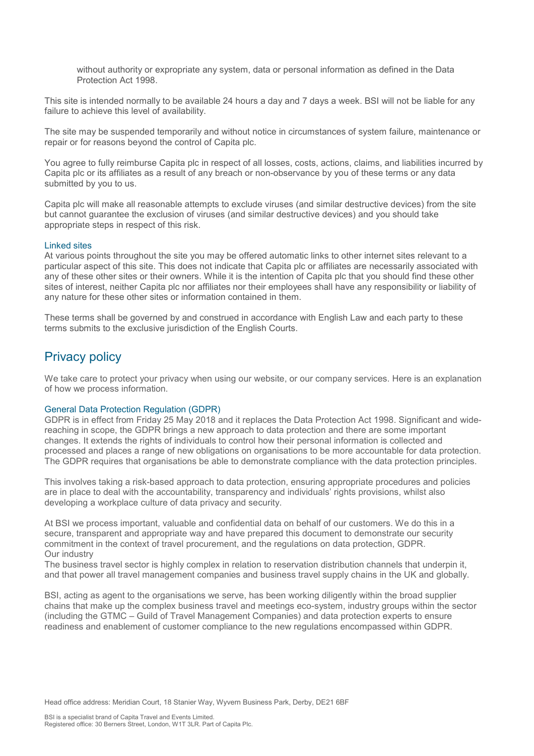without authority or expropriate any system, data or personal information as defined in the Data Protection Act 1998.

This site is intended normally to be available 24 hours a day and 7 days a week. BSI will not be liable for any failure to achieve this level of availability.

The site may be suspended temporarily and without notice in circumstances of system failure, maintenance or repair or for reasons beyond the control of Capita plc.

You agree to fully reimburse Capita plc in respect of all losses, costs, actions, claims, and liabilities incurred by Capita plc or its affiliates as a result of any breach or non-observance by you of these terms or any data submitted by you to us.

Capita plc will make all reasonable attempts to exclude viruses (and similar destructive devices) from the site but cannot guarantee the exclusion of viruses (and similar destructive devices) and you should take appropriate steps in respect of this risk.

### Linked sites

At various points throughout the site you may be offered automatic links to other internet sites relevant to a particular aspect of this site. This does not indicate that Capita plc or affiliates are necessarily associated with any of these other sites or their owners. While it is the intention of Capita plc that you should find these other sites of interest, neither Capita plc nor affiliates nor their employees shall have any responsibility or liability of any nature for these other sites or information contained in them.

These terms shall be governed by and construed in accordance with English Law and each party to these terms submits to the exclusive jurisdiction of the English Courts.

## Privacy policy

We take care to protect your privacy when using our website, or our company services. Here is an explanation of how we process information.

### General Data Protection Regulation (GDPR)

GDPR is in effect from Friday 25 May 2018 and it replaces the Data Protection Act 1998. Significant and wide-reaching in scope, the GDPR brings a new approach to data protection and there are some important changes. It extends the rights of individuals to control how their personal information is collected and processed and places a range of new obligations on organisations to be more accountable for data protection. The GDPR requires that organisations be able to demonstrate compliance with the data protection principles.

This involves taking a risk-based approach to data protection, ensuring appropriate procedures and policies are in place to deal with the accountability, transparency and individuals' rights provisions, whilst also developing a workplace culture of data privacy and security.

At BSI we process important, valuable and confidential data on behalf of our customers. We do this in a secure, transparent and appropriate way and have prepared this document to demonstrate our security commitment in the context of travel procurement, and the regulations on data protection, GDPR.
Our industry
The business travel sector is highly complex in relation to reservation distribution channels that underpin it, and that power all travel management companies and business travel supply chains in the UK and globally.

BSI, acting as agent to the organisations we serve, has been working diligently within the broad supplier chains that make up the complex business travel and meetings eco-system, industry groups within the sector (including the GTMC – Guild of Travel Management Companies) and data protection experts to ensure readiness and enablement of customer compliance to the new regulations encompassed within GDPR.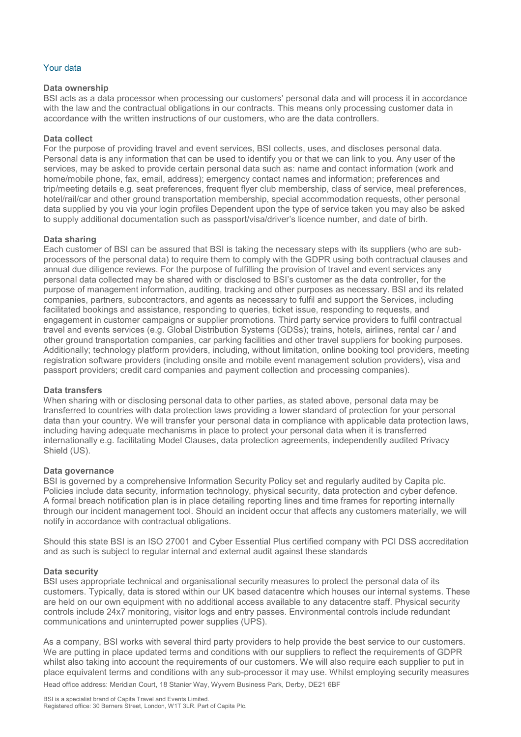## Your data

### Data ownership

BSI acts as a data processor when processing our customers' personal data and will process it in accordance with the law and the contractual obligations in our contracts. This means only processing customer data in accordance with the written instructions of our customers, who are the data controllers.

### Data collect

For the purpose of providing travel and event services, BSI collects, uses, and discloses personal data. Personal data is any information that can be used to identify you or that we can link to you. Any user of the services, may be asked to provide certain personal data such as: name and contact information (work and home/mobile phone, fax, email, address); emergency contact names and information; preferences and trip/meeting details e.g. seat preferences, frequent flyer club membership, class of service, meal preferences, hotel/rail/car and other ground transportation membership, special accommodation requests, other personal data supplied by you via your login profiles Dependent upon the type of service taken you may also be asked to supply additional documentation such as passport/visa/driver's licence number, and date of birth.

### Data sharing

Each customer of BSI can be assured that BSI is taking the necessary steps with its suppliers (who are sub-processors of the personal data) to require them to comply with the GDPR using both contractual clauses and annual due diligence reviews. For the purpose of fulfilling the provision of travel and event services any personal data collected may be shared with or disclosed to BSI's customer as the data controller, for the purpose of management information, auditing, tracking and other purposes as necessary. BSI and its related companies, partners, subcontractors, and agents as necessary to fulfil and support the Services, including facilitated bookings and assistance, responding to queries, ticket issue, responding to requests, and engagement in customer campaigns or supplier promotions. Third party service providers to fulfil contractual travel and events services (e.g. Global Distribution Systems (GDSs); trains, hotels, airlines, rental car / and other ground transportation companies, car parking facilities and other travel suppliers for booking purposes. Additionally; technology platform providers, including, without limitation, online booking tool providers, meeting registration software providers (including onsite and mobile event management solution providers), visa and passport providers; credit card companies and payment collection and processing companies).

### Data transfers

When sharing with or disclosing personal data to other parties, as stated above, personal data may be transferred to countries with data protection laws providing a lower standard of protection for your personal data than your country. We will transfer your personal data in compliance with applicable data protection laws, including having adequate mechanisms in place to protect your personal data when it is transferred internationally e.g. facilitating Model Clauses, data protection agreements, independently audited Privacy Shield (US).

### Data governance

BSI is governed by a comprehensive Information Security Policy set and regularly audited by Capita plc. Policies include data security, information technology, physical security, data protection and cyber defence. A formal breach notification plan is in place detailing reporting lines and time frames for reporting internally through our incident management tool. Should an incident occur that affects any customers materially, we will notify in accordance with contractual obligations.

Should this state BSI is an ISO 27001 and Cyber Essential Plus certified company with PCI DSS accreditation and as such is subject to regular internal and external audit against these standards

### Data security

BSI uses appropriate technical and organisational security measures to protect the personal data of its customers. Typically, data is stored within our UK based datacentre which houses our internal systems. These are held on our own equipment with no additional access available to any datacentre staff. Physical security controls include 24x7 monitoring, visitor logs and entry passes. Environmental controls include redundant communications and uninterrupted power supplies (UPS).

As a company, BSI works with several third party providers to help provide the best service to our customers. We are putting in place updated terms and conditions with our suppliers to reflect the requirements of GDPR whilst also taking into account the requirements of our customers. We will also require each supplier to put in place equivalent terms and conditions with any sub-processor it may use. Whilst employing security measures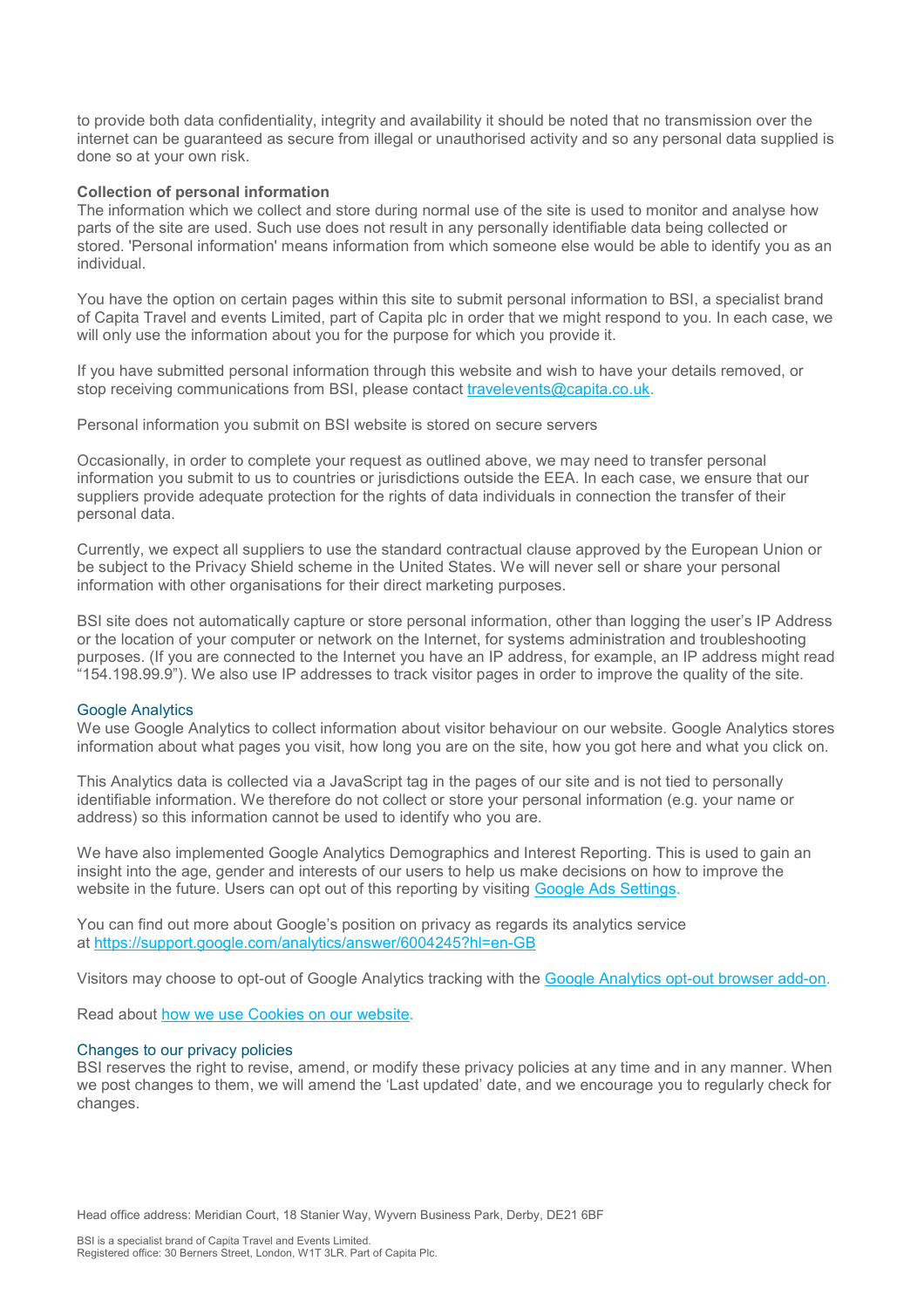to provide both data confidentiality, integrity and availability it should be noted that no transmission over the internet can be guaranteed as secure from illegal or unauthorised activity and so any personal data supplied is done so at your own risk.

**Collection of personal information**

The information which we collect and store during normal use of the site is used to monitor and analyse how parts of the site are used. Such use does not result in any personally identifiable data being collected or stored. 'Personal information' means information from which someone else would be able to identify you as an individual.

You have the option on certain pages within this site to submit personal information to BSI, a specialist brand of Capita Travel and events Limited, part of Capita plc in order that we might respond to you. In each case, we will only use the information about you for the purpose for which you provide it.

If you have submitted personal information through this website and wish to have your details removed, or stop receiving communications from BSI, please contact [travelevents@capita.co.uk](mailto:travelevents@capita.co.uk).

Personal information you submit on BSI website is stored on secure servers

Occasionally, in order to complete your request as outlined above, we may need to transfer personal information you submit to us to countries or jurisdictions outside the EEA. In each case, we ensure that our suppliers provide adequate protection for the rights of data individuals in connection the transfer of their personal data.

Currently, we expect all suppliers to use the standard contractual clause approved by the European Union or be subject to the Privacy Shield scheme in the United States. We will never sell or share your personal information with other organisations for their direct marketing purposes.

BSI site does not automatically capture or store personal information, other than logging the user's IP Address or the location of your computer or network on the Internet, for systems administration and troubleshooting purposes. (If you are connected to the Internet you have an IP address, for example, an IP address might read "154.198.99.9"). We also use IP addresses to track visitor pages in order to improve the quality of the site.

## Google Analytics

We use Google Analytics to collect information about visitor behaviour on our website. Google Analytics stores information about what pages you visit, how long you are on the site, how you got here and what you click on.

This Analytics data is collected via a JavaScript tag in the pages of our site and is not tied to personally identifiable information. We therefore do not collect or store your personal information (e.g. your name or address) so this information cannot be used to identify who you are.

We have also implemented Google Analytics Demographics and Interest Reporting. This is used to gain an insight into the age, gender and interests of our users to help us make decisions on how to improve the website in the future. Users can opt out of this reporting by visiting Google Ads Settings.

You can find out more about Google's position on privacy as regards its analytics service at https://support.google.com/analytics/answer/6004245?hl=en-GB

Visitors may choose to opt-out of Google Analytics tracking with the Google Analytics opt-out browser add-on.

Read about how we use Cookies on our website.

## Changes to our privacy policies

BSI reserves the right to revise, amend, or modify these privacy policies at any time and in any manner. When we post changes to them, we will amend the 'Last updated' date, and we encourage you to regularly check for changes.

Head office address: Meridian Court, 18 Stanier Way, Wyvern Business Park, Derby, DE21 6BF

BSI is a specialist brand of Capita Travel and Events Limited.
Registered office: 30 Berners Street, London, W1T 3LR. Part of Capita Plc.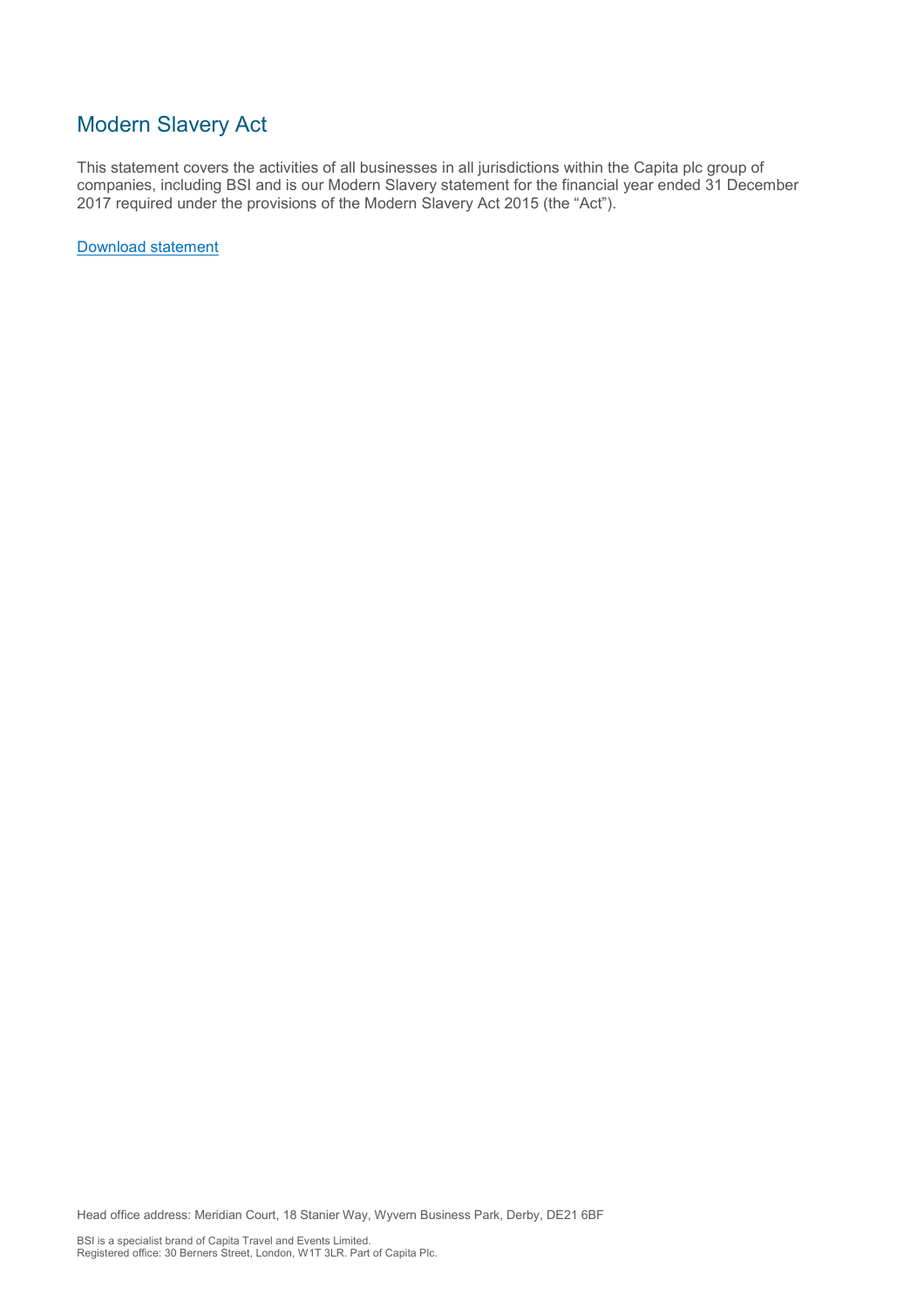## Modern Slavery Act

This statement covers the activities of all businesses in all jurisdictions within the Capita plc group of companies, including BSI and is our Modern Slavery statement for the financial year ended 31 December 2017 required under the provisions of the Modern Slavery Act 2015 (the "Act").

Download statement

Head office address: Meridian Court, 18 Stanier Way, Wyvern Business Park, Derby, DE21 6BF

BSI is a specialist brand of Capita Travel and Events Limited.
Registered office: 30 Berners Street, London, W1T 3LR. Part of Capita Plc.